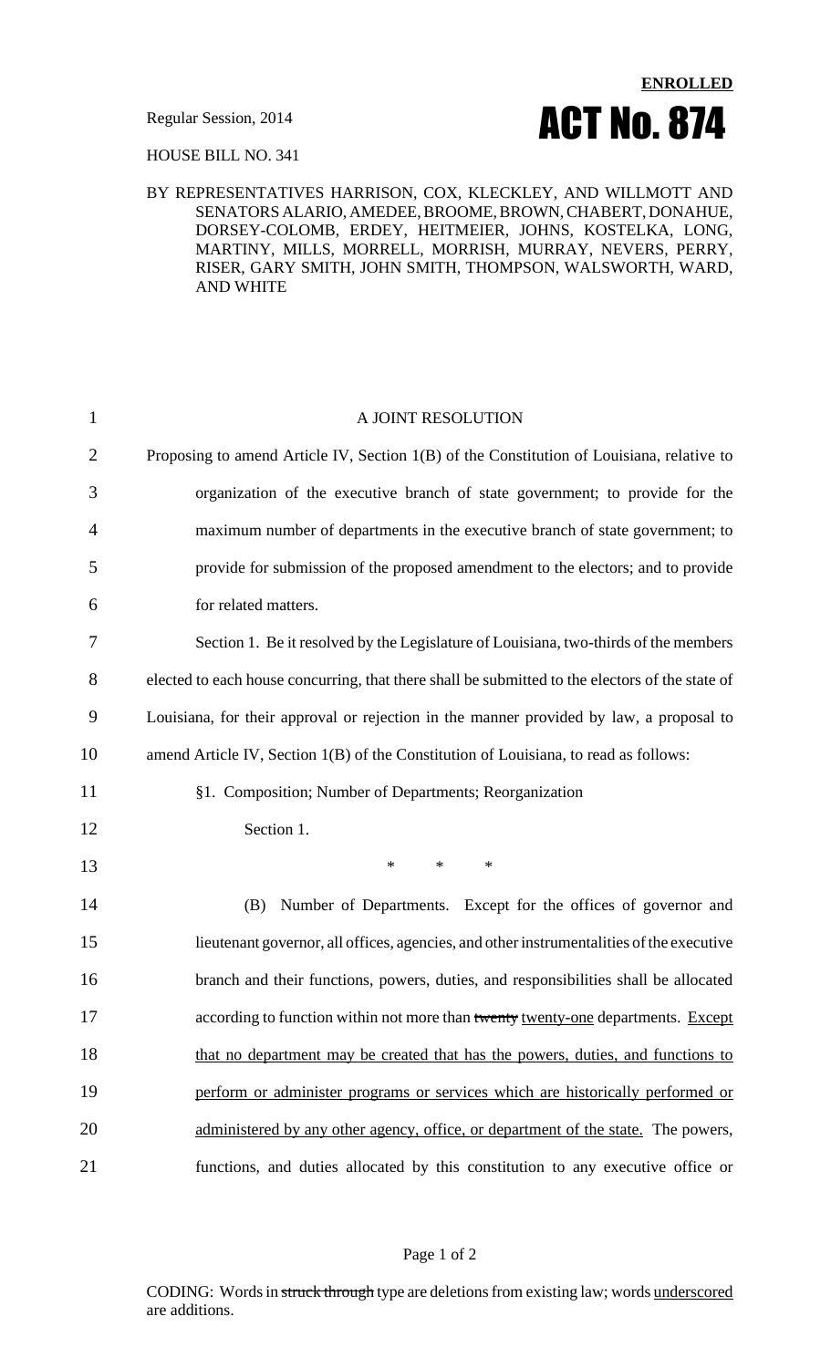**ENROLLED**

Regular Session, 2014

# ACT No. 874

HOUSE BILL NO. 341

BY REPRESENTATIVES HARRISON, COX, KLECKLEY, AND WILLMOTT AND SENATORS ALARIO, AMEDEE, BROOME, BROWN, CHABERT, DONAHUE, DORSEY-COLOMB, ERDEY, HEITMEIER, JOHNS, KOSTELKA, LONG, MARTINY, MILLS, MORRELL, MORRISH, MURRAY, NEVERS, PERRY, RISER, GARY SMITH, JOHN SMITH, THOMPSON, WALSWORTH, WARD, AND WHITE

A JOINT RESOLUTION

Proposing to amend Article IV, Section 1(B) of the Constitution of Louisiana, relative to organization of the executive branch of state government; to provide for the maximum number of departments in the executive branch of state government; to provide for submission of the proposed amendment to the electors; and to provide for related matters.

Section 1. Be it resolved by the Legislature of Louisiana, two-thirds of the members elected to each house concurring, that there shall be submitted to the electors of the state of Louisiana, for their approval or rejection in the manner provided by law, a proposal to amend Article IV, Section 1(B) of the Constitution of Louisiana, to read as follows:

§1. Composition; Number of Departments; Reorganization

Section 1.

\*     \*     \*

(B) Number of Departments. Except for the offices of governor and lieutenant governor, all offices, agencies, and other instrumentalities of the executive branch and their functions, powers, duties, and responsibilities shall be allocated according to function within not more than ~~twenty~~ <u>twenty-one</u> departments. <u>Except that no department may be created that has the powers, duties, and functions to perform or administer programs or services which are historically performed or administered by any other agency, office, or department of the state.</u> The powers, functions, and duties allocated by this constitution to any executive office or

CODING: Words in ~~struck through~~ type are deletions from existing law; words <u>underscored</u> are additions.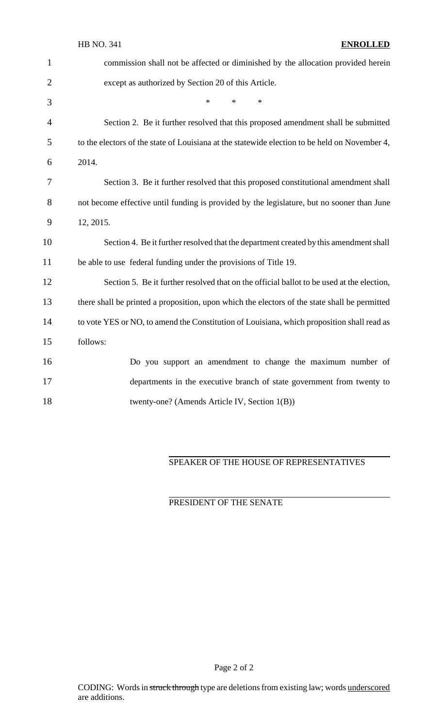commission shall not be affected or diminished by the allocation provided herein except as authorized by Section 20 of this Article.

\* \* \*

Section 2. Be it further resolved that this proposed amendment shall be submitted to the electors of the state of Louisiana at the statewide election to be held on November 4, 2014.

Section 3. Be it further resolved that this proposed constitutional amendment shall not become effective until funding is provided by the legislature, but no sooner than June 12, 2015.

Section 4. Be it further resolved that the department created by this amendment shall be able to use federal funding under the provisions of Title 19.

Section 5. Be it further resolved that on the official ballot to be used at the election, there shall be printed a proposition, upon which the electors of the state shall be permitted to vote YES or NO, to amend the Constitution of Louisiana, which proposition shall read as follows:

> Do you support an amendment to change the maximum number of departments in the executive branch of state government from twenty to twenty-one? (Amends Article IV, Section 1(B))

SPEAKER OF THE HOUSE OF REPRESENTATIVES

PRESIDENT OF THE SENATE

CODING: Words in ~~struck through~~ type are deletions from existing law; words <u>underscored</u> are additions.